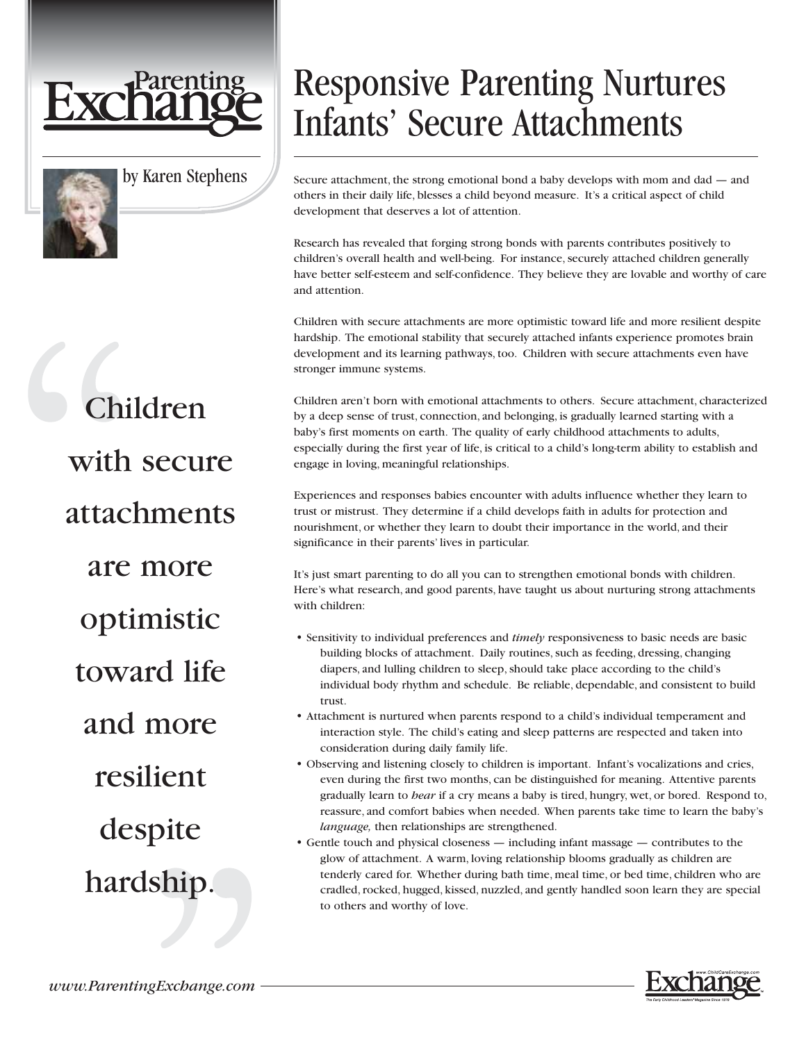# Responsive Parenting Nurtures Infants' Secure Attachments

by Karen Stephens

> Children with secure attachments are more optimistic toward life and more resilient despite hardship.

Secure attachment, the strong emotional bond a baby develops with mom and dad — and others in their daily life, blesses a child beyond measure. It's a critical aspect of child development that deserves a lot of attention.

Research has revealed that forging strong bonds with parents contributes positively to children's overall health and well-being. For instance, securely attached children generally have better self-esteem and self-confidence. They believe they are lovable and worthy of care and attention.

Children with secure attachments are more optimistic toward life and more resilient despite hardship. The emotional stability that securely attached infants experience promotes brain development and its learning pathways, too. Children with secure attachments even have stronger immune systems.

Children aren't born with emotional attachments to others. Secure attachment, characterized by a deep sense of trust, connection, and belonging, is gradually learned starting with a baby's first moments on earth. The quality of early childhood attachments to adults, especially during the first year of life, is critical to a child's long-term ability to establish and engage in loving, meaningful relationships.

Experiences and responses babies encounter with adults influence whether they learn to trust or mistrust. They determine if a child develops faith in adults for protection and nourishment, or whether they learn to doubt their importance in the world, and their significance in their parents' lives in particular.

It's just smart parenting to do all you can to strengthen emotional bonds with children. Here's what research, and good parents, have taught us about nurturing strong attachments with children:

- Sensitivity to individual preferences and *timely* responsiveness to basic needs are basic building blocks of attachment. Daily routines, such as feeding, dressing, changing diapers, and lulling children to sleep, should take place according to the child's individual body rhythm and schedule. Be reliable, dependable, and consistent to build trust.
- Attachment is nurtured when parents respond to a child's individual temperament and interaction style. The child's eating and sleep patterns are respected and taken into consideration during daily family life.
- Observing and listening closely to children is important. Infant's vocalizations and cries, even during the first two months, can be distinguished for meaning. Attentive parents gradually learn to *hear* if a cry means a baby is tired, hungry, wet, or bored. Respond to, reassure, and comfort babies when needed. When parents take time to learn the baby's *language,* then relationships are strengthened.
- Gentle touch and physical closeness — including infant massage — contributes to the glow of attachment. A warm, loving relationship blooms gradually as children are tenderly cared for. Whether during bath time, meal time, or bed time, children who are cradled, rocked, hugged, kissed, nuzzled, and gently handled soon learn they are special to others and worthy of love.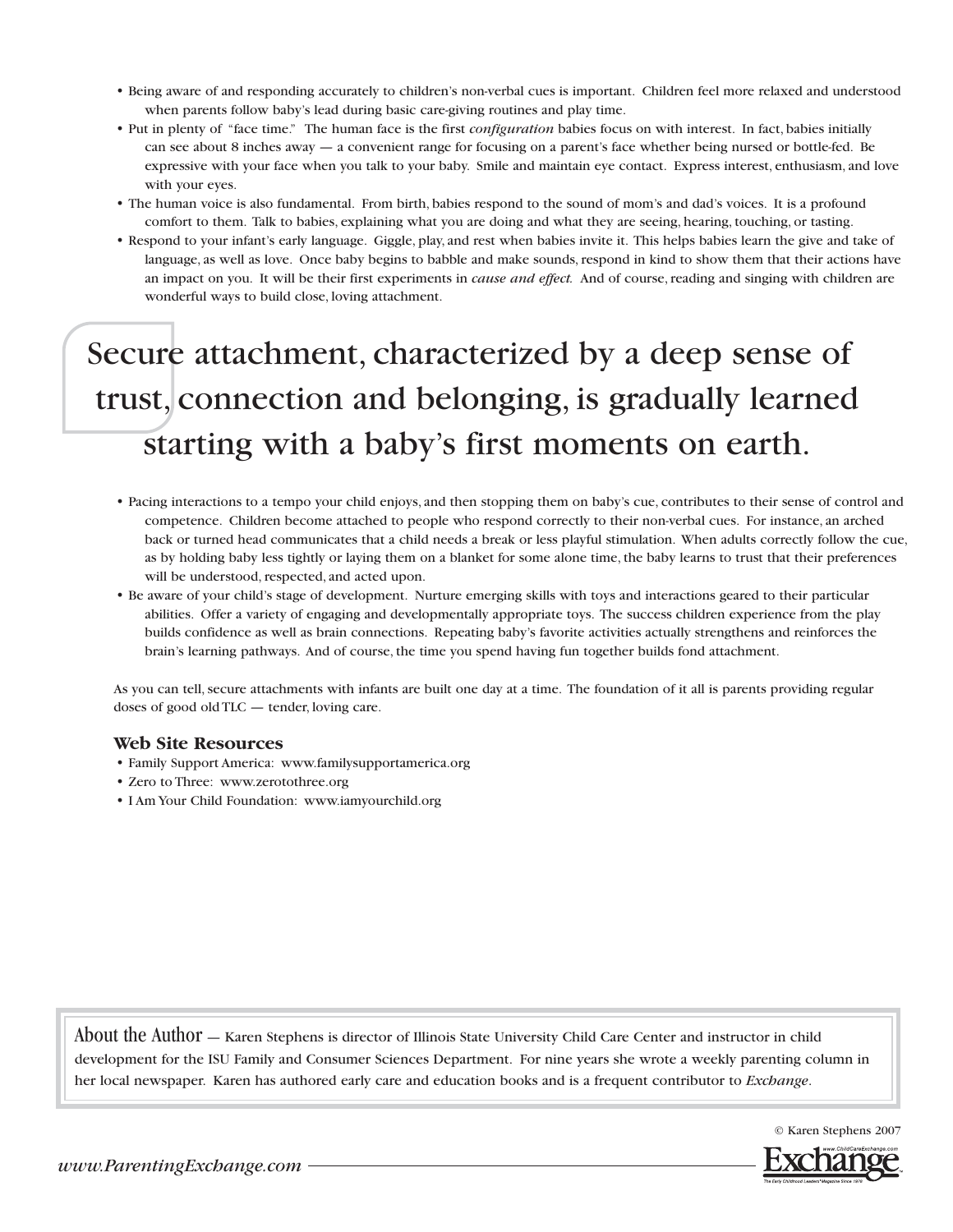- Being aware of and responding accurately to children's non-verbal cues is important. Children feel more relaxed and understood when parents follow baby's lead during basic care-giving routines and play time.
- Put in plenty of "face time." The human face is the first *configuration* babies focus on with interest. In fact, babies initially can see about 8 inches away — a convenient range for focusing on a parent's face whether being nursed or bottle-fed. Be expressive with your face when you talk to your baby. Smile and maintain eye contact. Express interest, enthusiasm, and love with your eyes.
- The human voice is also fundamental. From birth, babies respond to the sound of mom's and dad's voices. It is a profound comfort to them. Talk to babies, explaining what you are doing and what they are seeing, hearing, touching, or tasting.
- Respond to your infant's early language. Giggle, play, and rest when babies invite it. This helps babies learn the give and take of language, as well as love. Once baby begins to babble and make sounds, respond in kind to show them that their actions have an impact on you. It will be their first experiments in *cause and effect.* And of course, reading and singing with children are wonderful ways to build close, loving attachment.

> Secure attachment, characterized by a deep sense of trust, connection and belonging, is gradually learned starting with a baby's first moments on earth.

- Pacing interactions to a tempo your child enjoys, and then stopping them on baby's cue, contributes to their sense of control and competence. Children become attached to people who respond correctly to their non-verbal cues. For instance, an arched back or turned head communicates that a child needs a break or less playful stimulation. When adults correctly follow the cue, as by holding baby less tightly or laying them on a blanket for some alone time, the baby learns to trust that their preferences will be understood, respected, and acted upon.
- Be aware of your child's stage of development. Nurture emerging skills with toys and interactions geared to their particular abilities. Offer a variety of engaging and developmentally appropriate toys. The success children experience from the play builds confidence as well as brain connections. Repeating baby's favorite activities actually strengthens and reinforces the brain's learning pathways. And of course, the time you spend having fun together builds fond attachment.

As you can tell, secure attachments with infants are built one day at a time. The foundation of it all is parents providing regular doses of good old TLC — tender, loving care.

### Web Site Resources

- Family Support America: www.familysupportamerica.org
- Zero to Three: www.zerotothree.org
- I Am Your Child Foundation: www.iamyourchild.org

About the Author — Karen Stephens is director of Illinois State University Child Care Center and instructor in child development for the ISU Family and Consumer Sciences Department. For nine years she wrote a weekly parenting column in her local newspaper. Karen has authored early care and education books and is a frequent contributor to *Exchange*.

© Karen Stephens 2007